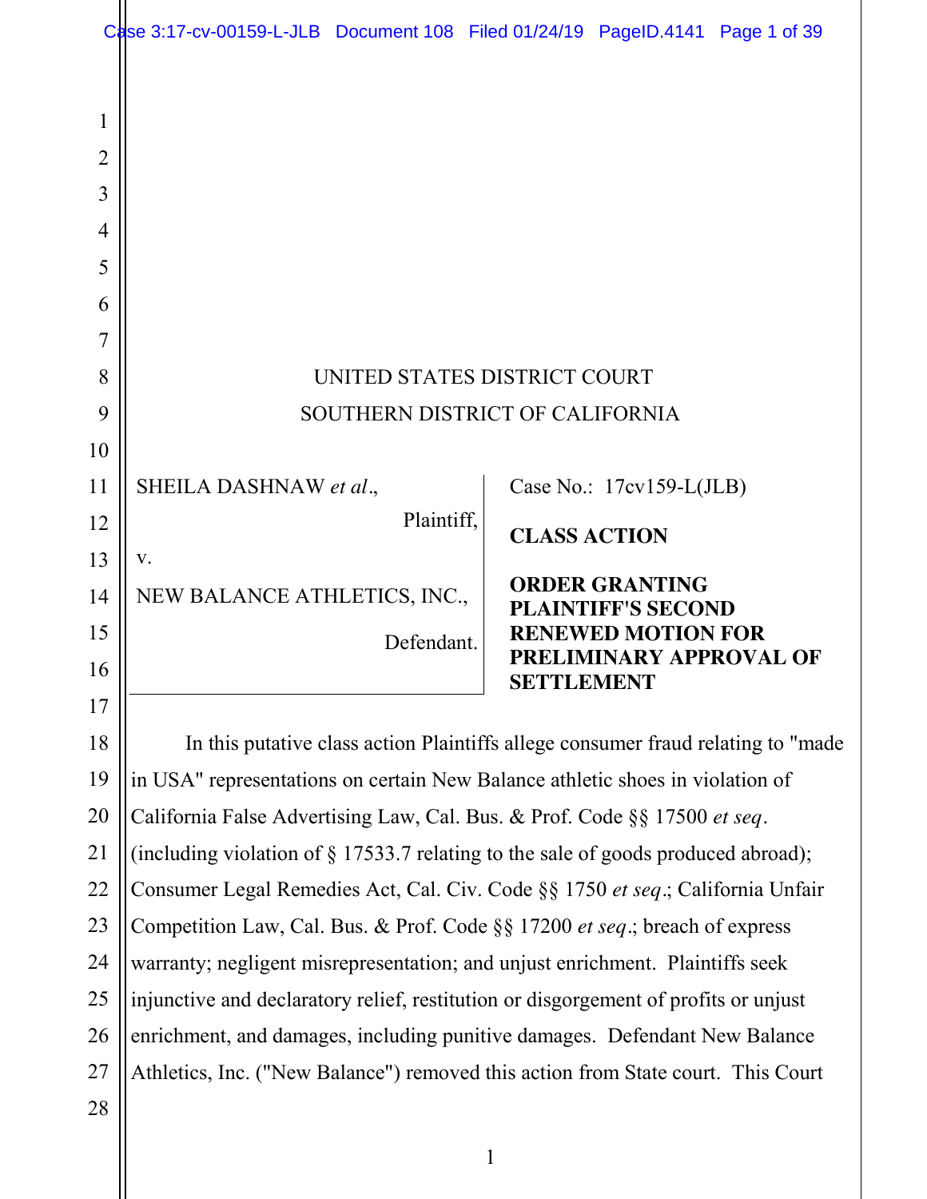UNITED STATES DISTRICT COURT
SOUTHERN DISTRICT OF CALIFORNIA

| | |
|---|---|
| SHEILA DASHNAW *et al*., Plaintiff, v. NEW BALANCE ATHLETICS, INC., Defendant. | Case No.: 17cv159-L(JLB) **CLASS ACTION** **ORDER GRANTING PLAINTIFF'S SECOND RENEWED MOTION FOR PRELIMINARY APPROVAL OF SETTLEMENT** |

In this putative class action Plaintiffs allege consumer fraud relating to "made in USA" representations on certain New Balance athletic shoes in violation of California False Advertising Law, Cal. Bus. & Prof. Code §§ 17500 *et seq*. (including violation of § 17533.7 relating to the sale of goods produced abroad); Consumer Legal Remedies Act, Cal. Civ. Code §§ 1750 *et seq*.; California Unfair Competition Law, Cal. Bus. & Prof. Code §§ 17200 *et seq*.; breach of express warranty; negligent misrepresentation; and unjust enrichment. Plaintiffs seek injunctive and declaratory relief, restitution or disgorgement of profits or unjust enrichment, and damages, including punitive damages. Defendant New Balance Athletics, Inc. ("New Balance") removed this action from State court. This Court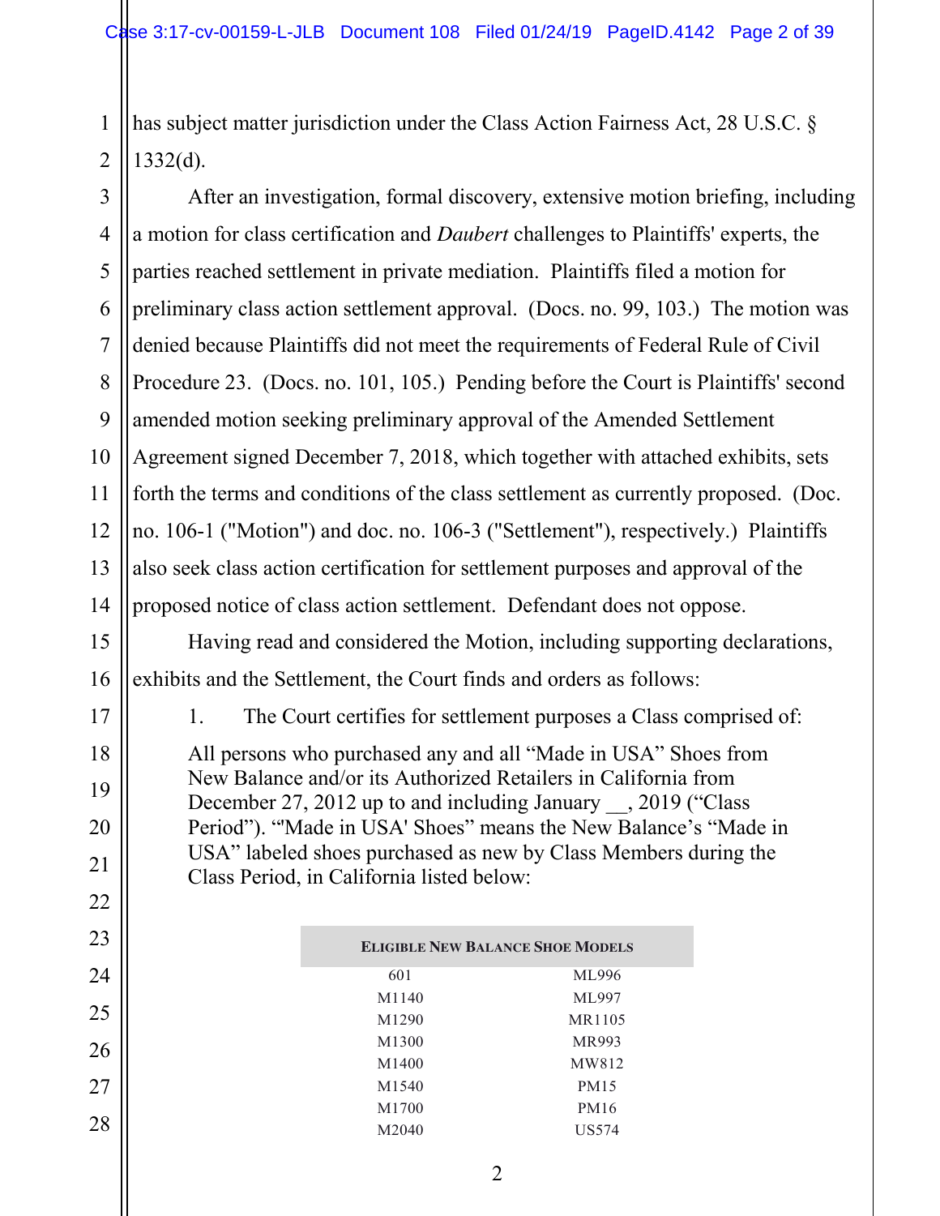has subject matter jurisdiction under the Class Action Fairness Act, 28 U.S.C. § 1332(d).

After an investigation, formal discovery, extensive motion briefing, including a motion for class certification and *Daubert* challenges to Plaintiffs' experts, the parties reached settlement in private mediation. Plaintiffs filed a motion for preliminary class action settlement approval. (Docs. no. 99, 103.) The motion was denied because Plaintiffs did not meet the requirements of Federal Rule of Civil Procedure 23. (Docs. no. 101, 105.) Pending before the Court is Plaintiffs' second amended motion seeking preliminary approval of the Amended Settlement Agreement signed December 7, 2018, which together with attached exhibits, sets forth the terms and conditions of the class settlement as currently proposed. (Doc. no. 106-1 ("Motion") and doc. no. 106-3 ("Settlement"), respectively.) Plaintiffs also seek class action certification for settlement purposes and approval of the proposed notice of class action settlement. Defendant does not oppose.

Having read and considered the Motion, including supporting declarations, exhibits and the Settlement, the Court finds and orders as follows:

1. The Court certifies for settlement purposes a Class comprised of:

All persons who purchased any and all "Made in USA" Shoes from New Balance and/or its Authorized Retailers in California from December 27, 2012 up to and including January __, 2019 ("Class Period"). "'Made in USA' Shoes" means the New Balance's "Made in USA" labeled shoes purchased as new by Class Members during the Class Period, in California listed below:

| Eligible New Balance Shoe Models | |
|---|---|
| 601 | ML996 |
| M1140 | ML997 |
| M1290 | MR1105 |
| M1300 | MR993 |
| M1400 | MW812 |
| M1540 | PM15 |
| M1700 | PM16 |
| M2040 | US574 |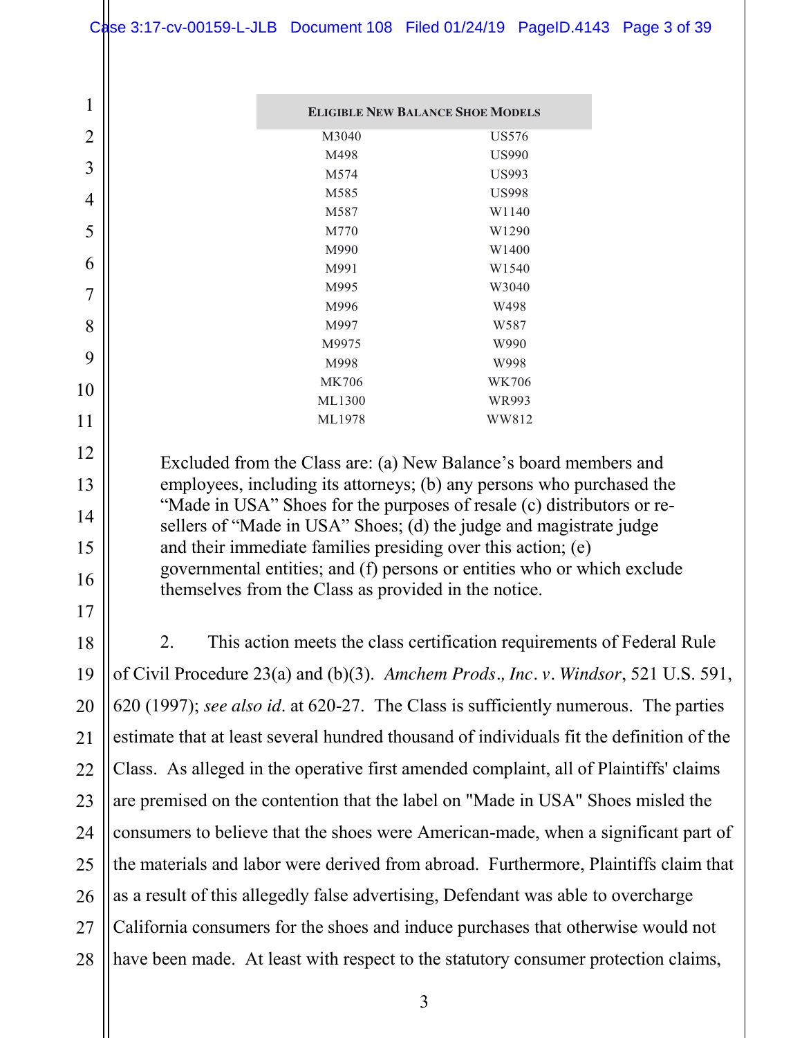| ELIGIBLE NEW BALANCE SHOE MODELS | |
|---|---|
| M3040 | US576 |
| M498 | US990 |
| M574 | US993 |
| M585 | US998 |
| M587 | W1140 |
| M770 | W1290 |
| M990 | W1400 |
| M991 | W1540 |
| M995 | W3040 |
| M996 | W498 |
| M997 | W587 |
| M9975 | W990 |
| M998 | W998 |
| MK706 | WK706 |
| ML1300 | WR993 |
| ML1978 | WW812 |

Excluded from the Class are: (a) New Balance's board members and employees, including its attorneys; (b) any persons who purchased the "Made in USA" Shoes for the purposes of resale (c) distributors or re-sellers of "Made in USA" Shoes; (d) the judge and magistrate judge and their immediate families presiding over this action; (e) governmental entities; and (f) persons or entities who or which exclude themselves from the Class as provided in the notice.

2. This action meets the class certification requirements of Federal Rule of Civil Procedure 23(a) and (b)(3). *Amchem Prods., Inc. v. Windsor*, 521 U.S. 591, 620 (1997); *see also id.* at 620-27. The Class is sufficiently numerous. The parties estimate that at least several hundred thousand of individuals fit the definition of the Class. As alleged in the operative first amended complaint, all of Plaintiffs' claims are premised on the contention that the label on "Made in USA" Shoes misled the consumers to believe that the shoes were American-made, when a significant part of the materials and labor were derived from abroad. Furthermore, Plaintiffs claim that as a result of this allegedly false advertising, Defendant was able to overcharge California consumers for the shoes and induce purchases that otherwise would not have been made. At least with respect to the statutory consumer protection claims,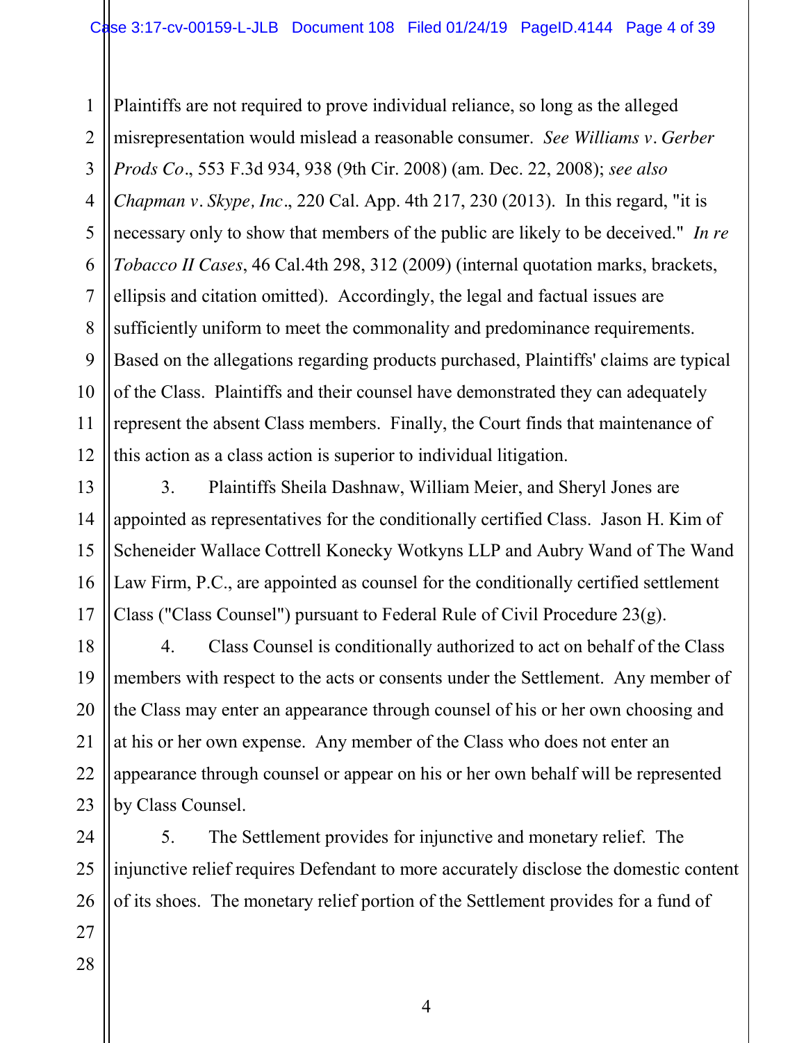Plaintiffs are not required to prove individual reliance, so long as the alleged misrepresentation would mislead a reasonable consumer. *See Williams v. Gerber Prods Co.*, 553 F.3d 934, 938 (9th Cir. 2008) (am. Dec. 22, 2008); *see also Chapman v. Skype, Inc.*, 220 Cal. App. 4th 217, 230 (2013). In this regard, "it is necessary only to show that members of the public are likely to be deceived." *In re Tobacco II Cases*, 46 Cal.4th 298, 312 (2009) (internal quotation marks, brackets, ellipsis and citation omitted). Accordingly, the legal and factual issues are sufficiently uniform to meet the commonality and predominance requirements. Based on the allegations regarding products purchased, Plaintiffs' claims are typical of the Class. Plaintiffs and their counsel have demonstrated they can adequately represent the absent Class members. Finally, the Court finds that maintenance of this action as a class action is superior to individual litigation.

3. Plaintiffs Sheila Dashnaw, William Meier, and Sheryl Jones are appointed as representatives for the conditionally certified Class. Jason H. Kim of Sceneider Wallace Cottrell Konecky Wotkyns LLP and Aubry Wand of The Wand Law Firm, P.C., are appointed as counsel for the conditionally certified settlement Class ("Class Counsel") pursuant to Federal Rule of Civil Procedure 23(g).

4. Class Counsel is conditionally authorized to act on behalf of the Class members with respect to the acts or consents under the Settlement. Any member of the Class may enter an appearance through counsel of his or her own choosing and at his or her own expense. Any member of the Class who does not enter an appearance through counsel or appear on his or her own behalf will be represented by Class Counsel.

5. The Settlement provides for injunctive and monetary relief. The injunctive relief requires Defendant to more accurately disclose the domestic content of its shoes. The monetary relief portion of the Settlement provides for a fund of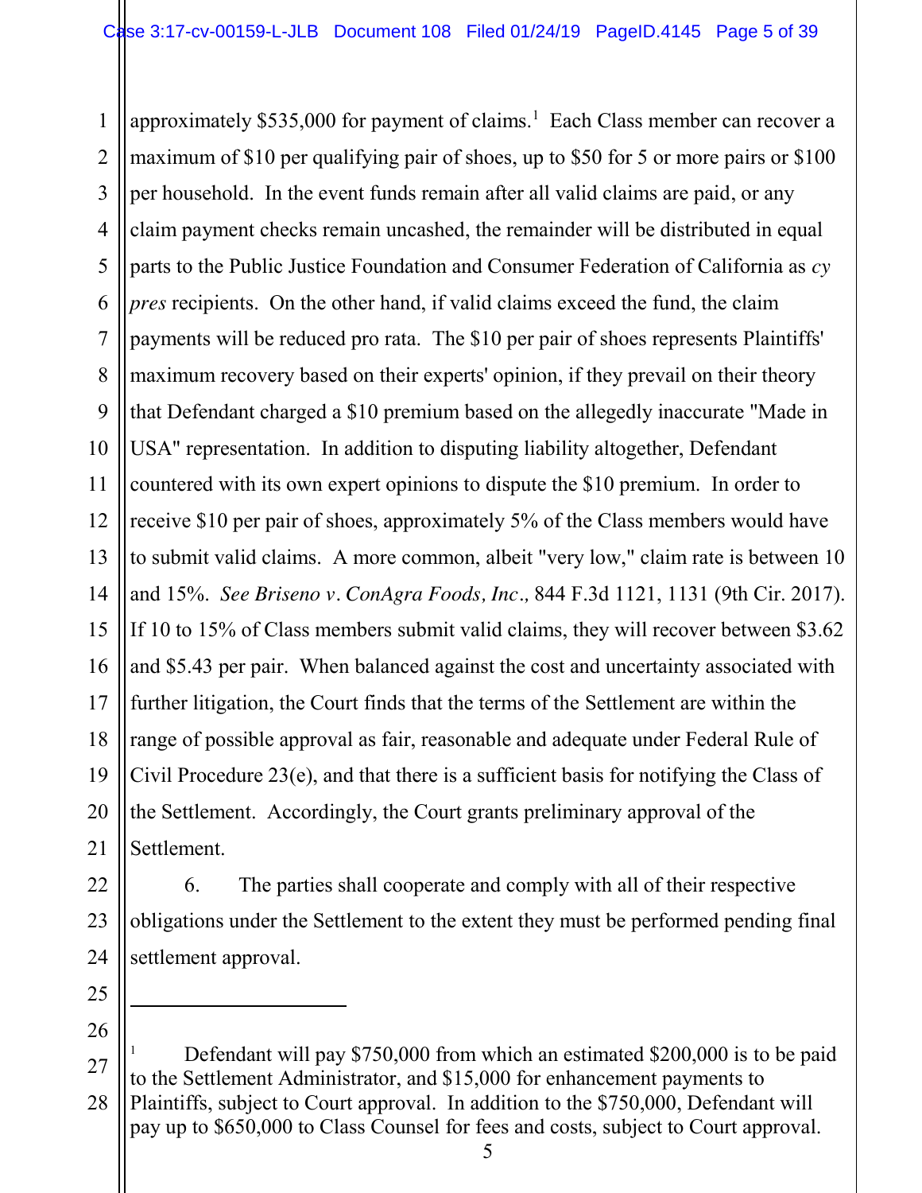approximately $535,000 for payment of claims.[1] Each Class member can recover a maximum of $10 per qualifying pair of shoes, up to $50 for 5 or more pairs or $100 per household. In the event funds remain after all valid claims are paid, or any claim payment checks remain uncashed, the remainder will be distributed in equal parts to the Public Justice Foundation and Consumer Federation of California as *cy pres* recipients. On the other hand, if valid claims exceed the fund, the claim payments will be reduced pro rata. The $10 per pair of shoes represents Plaintiffs' maximum recovery based on their experts' opinion, if they prevail on their theory that Defendant charged a $10 premium based on the allegedly inaccurate "Made in USA" representation. In addition to disputing liability altogether, Defendant countered with its own expert opinions to dispute the $10 premium. In order to receive $10 per pair of shoes, approximately 5% of the Class members would have to submit valid claims. A more common, albeit "very low," claim rate is between 10 and 15%. *See Briseno v. ConAgra Foods, Inc.*, 844 F.3d 1121, 1131 (9th Cir. 2017). If 10 to 15% of Class members submit valid claims, they will recover between $3.62 and $5.43 per pair. When balanced against the cost and uncertainty associated with further litigation, the Court finds that the terms of the Settlement are within the range of possible approval as fair, reasonable and adequate under Federal Rule of Civil Procedure 23(e), and that there is a sufficient basis for notifying the Class of the Settlement. Accordingly, the Court grants preliminary approval of the Settlement.

6. The parties shall cooperate and comply with all of their respective obligations under the Settlement to the extent they must be performed pending final settlement approval.

---

[1] Defendant will pay $750,000 from which an estimated $200,000 is to be paid to the Settlement Administrator, and $15,000 for enhancement payments to Plaintiffs, subject to Court approval. In addition to the $750,000, Defendant will pay up to $650,000 to Class Counsel for fees and costs, subject to Court approval.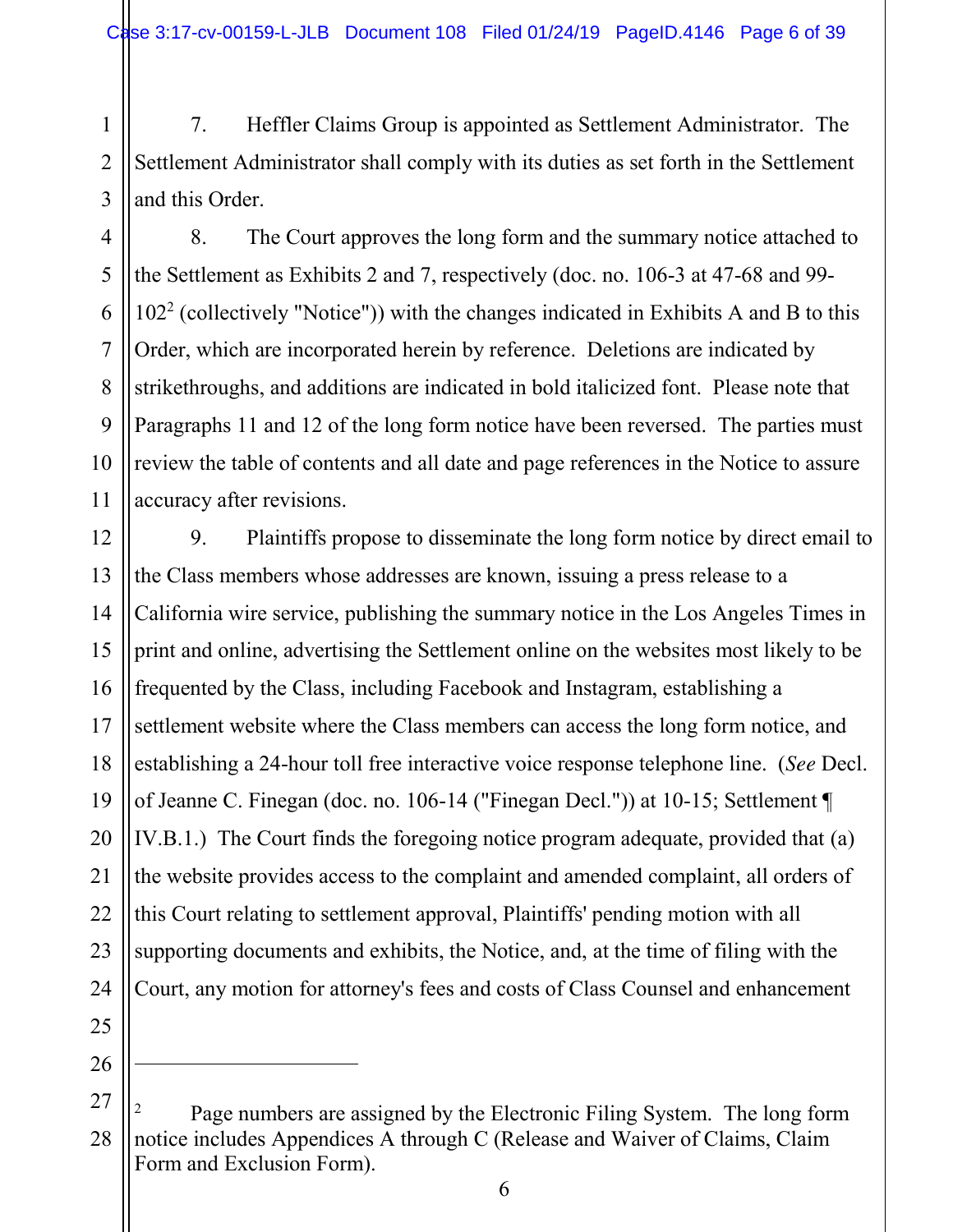7. Heffler Claims Group is appointed as Settlement Administrator. The Settlement Administrator shall comply with its duties as set forth in the Settlement and this Order.

8. The Court approves the long form and the summary notice attached to the Settlement as Exhibits 2 and 7, respectively (doc. no. 106-3 at 47-68 and 99-102[2] (collectively "Notice")) with the changes indicated in Exhibits A and B to this Order, which are incorporated herein by reference. Deletions are indicated by strikethroughs, and additions are indicated in bold italicized font. Please note that Paragraphs 11 and 12 of the long form notice have been reversed. The parties must review the table of contents and all date and page references in the Notice to assure accuracy after revisions.

9. Plaintiffs propose to disseminate the long form notice by direct email to the Class members whose addresses are known, issuing a press release to a California wire service, publishing the summary notice in the Los Angeles Times in print and online, advertising the Settlement online on the websites most likely to be frequented by the Class, including Facebook and Instagram, establishing a settlement website where the Class members can access the long form notice, and establishing a 24-hour toll free interactive voice response telephone line. (*See* Decl. of Jeanne C. Finegan (doc. no. 106-14 ("Finegan Decl.")) at 10-15; Settlement ¶ IV.B.1.) The Court finds the foregoing notice program adequate, provided that (a) the website provides access to the complaint and amended complaint, all orders of this Court relating to settlement approval, Plaintiffs' pending motion with all supporting documents and exhibits, the Notice, and, at the time of filing with the Court, any motion for attorney's fees and costs of Class Counsel and enhancement

---

[2] Page numbers are assigned by the Electronic Filing System. The long form notice includes Appendices A through C (Release and Waiver of Claims, Claim Form and Exclusion Form).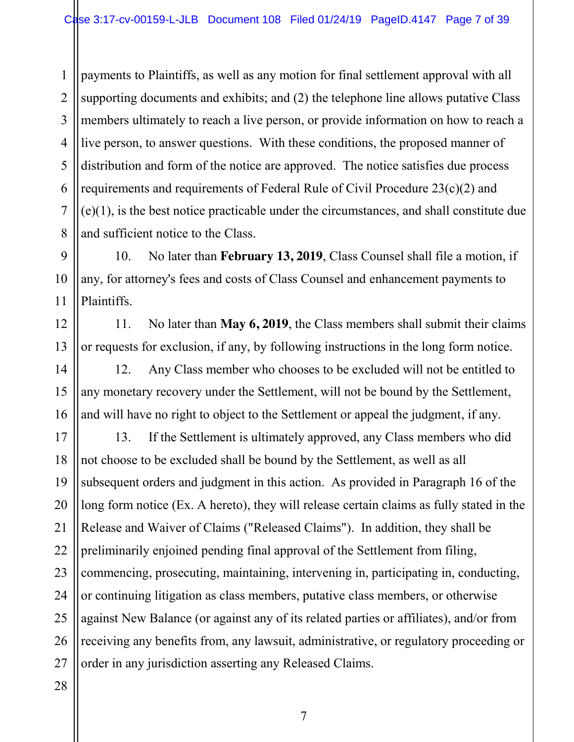payments to Plaintiffs, as well as any motion for final settlement approval with all supporting documents and exhibits; and (2) the telephone line allows putative Class members ultimately to reach a live person, or provide information on how to reach a live person, to answer questions. With these conditions, the proposed manner of distribution and form of the notice are approved. The notice satisfies due process requirements and requirements of Federal Rule of Civil Procedure 23(c)(2) and (e)(1), is the best notice practicable under the circumstances, and shall constitute due and sufficient notice to the Class.

10. No later than **February 13, 2019**, Class Counsel shall file a motion, if any, for attorney's fees and costs of Class Counsel and enhancement payments to Plaintiffs.

11. No later than **May 6, 2019**, the Class members shall submit their claims or requests for exclusion, if any, by following instructions in the long form notice.

12. Any Class member who chooses to be excluded will not be entitled to any monetary recovery under the Settlement, will not be bound by the Settlement, and will have no right to object to the Settlement or appeal the judgment, if any.

13. If the Settlement is ultimately approved, any Class members who did not choose to be excluded shall be bound by the Settlement, as well as all subsequent orders and judgment in this action. As provided in Paragraph 16 of the long form notice (Ex. A hereto), they will release certain claims as fully stated in the Release and Waiver of Claims ("Released Claims"). In addition, they shall be preliminarily enjoined pending final approval of the Settlement from filing, commencing, prosecuting, maintaining, intervening in, participating in, conducting, or continuing litigation as class members, putative class members, or otherwise against New Balance (or against any of its related parties or affiliates), and/or from receiving any benefits from, any lawsuit, administrative, or regulatory proceeding or order in any jurisdiction asserting any Released Claims.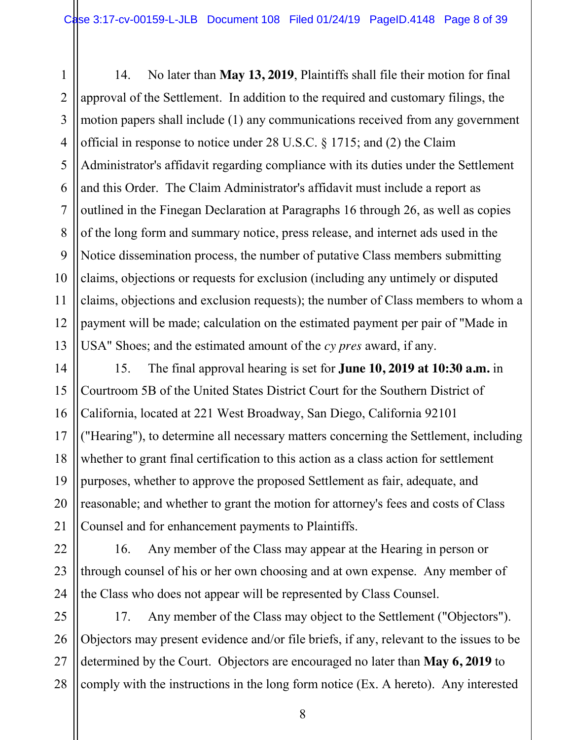14. No later than **May 13, 2019**, Plaintiffs shall file their motion for final approval of the Settlement. In addition to the required and customary filings, the motion papers shall include (1) any communications received from any government official in response to notice under 28 U.S.C. § 1715; and (2) the Claim Administrator's affidavit regarding compliance with its duties under the Settlement and this Order. The Claim Administrator's affidavit must include a report as outlined in the Finegan Declaration at Paragraphs 16 through 26, as well as copies of the long form and summary notice, press release, and internet ads used in the Notice dissemination process, the number of putative Class members submitting claims, objections or requests for exclusion (including any untimely or disputed claims, objections and exclusion requests); the number of Class members to whom a payment will be made; calculation on the estimated payment per pair of "Made in USA" Shoes; and the estimated amount of the *cy pres* award, if any.

15. The final approval hearing is set for **June 10, 2019 at 10:30 a.m.** in Courtroom 5B of the United States District Court for the Southern District of California, located at 221 West Broadway, San Diego, California 92101 ("Hearing"), to determine all necessary matters concerning the Settlement, including whether to grant final certification to this action as a class action for settlement purposes, whether to approve the proposed Settlement as fair, adequate, and reasonable; and whether to grant the motion for attorney's fees and costs of Class Counsel and for enhancement payments to Plaintiffs.

16. Any member of the Class may appear at the Hearing in person or through counsel of his or her own choosing and at own expense. Any member of the Class who does not appear will be represented by Class Counsel.

17. Any member of the Class may object to the Settlement ("Objectors"). Objectors may present evidence and/or file briefs, if any, relevant to the issues to be determined by the Court. Objectors are encouraged no later than **May 6, 2019** to comply with the instructions in the long form notice (Ex. A hereto). Any interested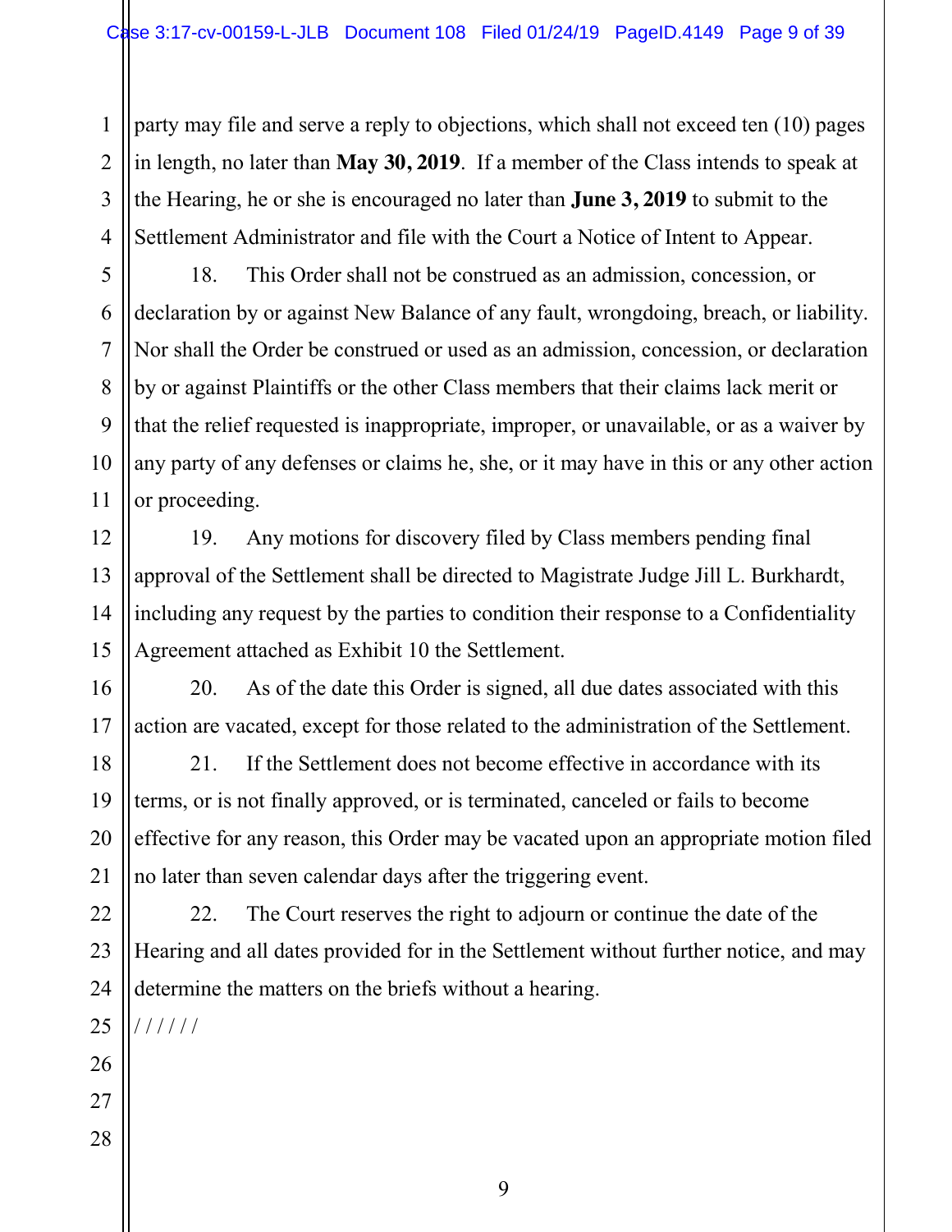party may file and serve a reply to objections, which shall not exceed ten (10) pages in length, no later than **May 30, 2019**. If a member of the Class intends to speak at the Hearing, he or she is encouraged no later than **June 3, 2019** to submit to the Settlement Administrator and file with the Court a Notice of Intent to Appear.

18. This Order shall not be construed as an admission, concession, or declaration by or against New Balance of any fault, wrongdoing, breach, or liability. Nor shall the Order be construed or used as an admission, concession, or declaration by or against Plaintiffs or the other Class members that their claims lack merit or that the relief requested is inappropriate, improper, or unavailable, or as a waiver by any party of any defenses or claims he, she, or it may have in this or any other action or proceeding.

19. Any motions for discovery filed by Class members pending final approval of the Settlement shall be directed to Magistrate Judge Jill L. Burkhardt, including any request by the parties to condition their response to a Confidentiality Agreement attached as Exhibit 10 the Settlement.

20. As of the date this Order is signed, all due dates associated with this action are vacated, except for those related to the administration of the Settlement.

21. If the Settlement does not become effective in accordance with its terms, or is not finally approved, or is terminated, canceled or fails to become effective for any reason, this Order may be vacated upon an appropriate motion filed no later than seven calendar days after the triggering event.

22. The Court reserves the right to adjourn or continue the date of the Hearing and all dates provided for in the Settlement without further notice, and may determine the matters on the briefs without a hearing.

/ / / / /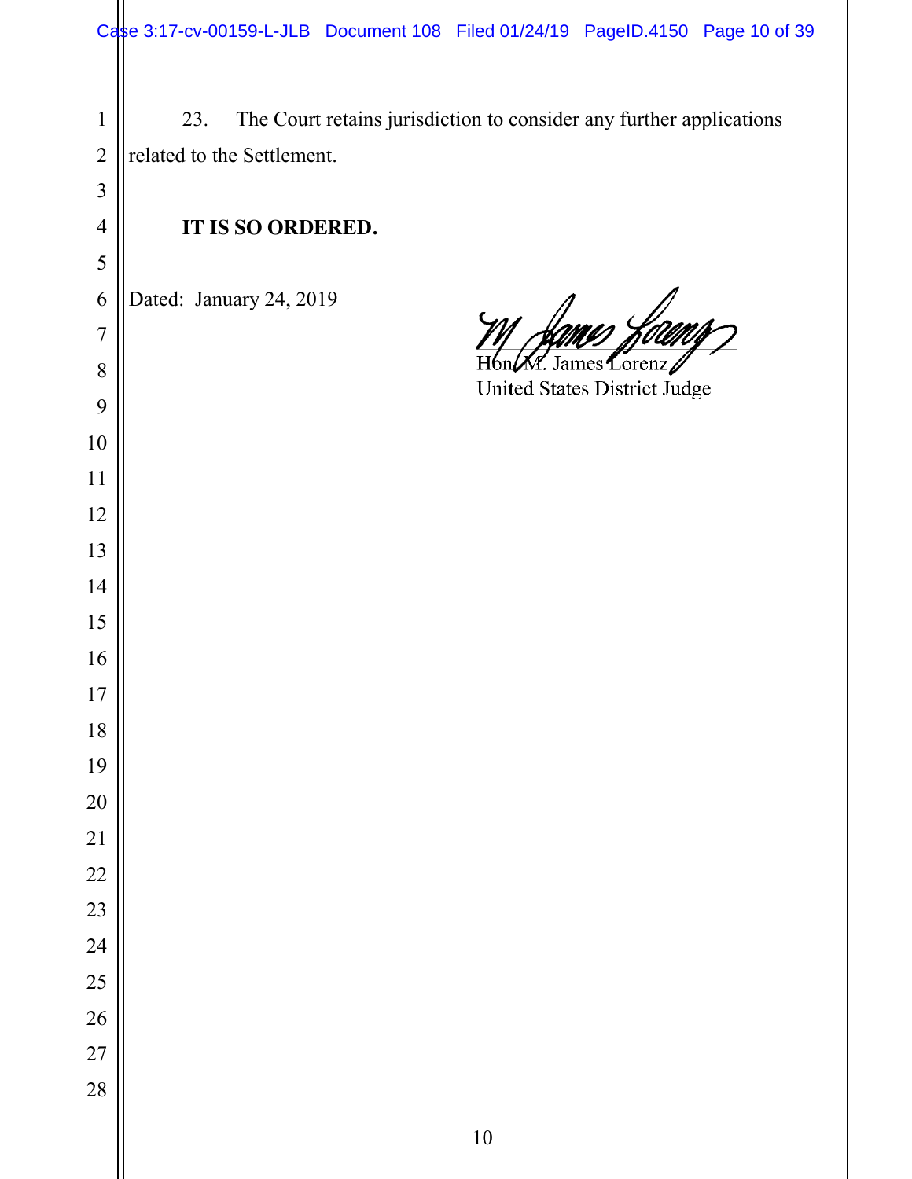23. The Court retains jurisdiction to consider any further applications related to the Settlement.

**IT IS SO ORDERED.**

Dated: January 24, 2019

Hon. M. James Lorenz
United States District Judge